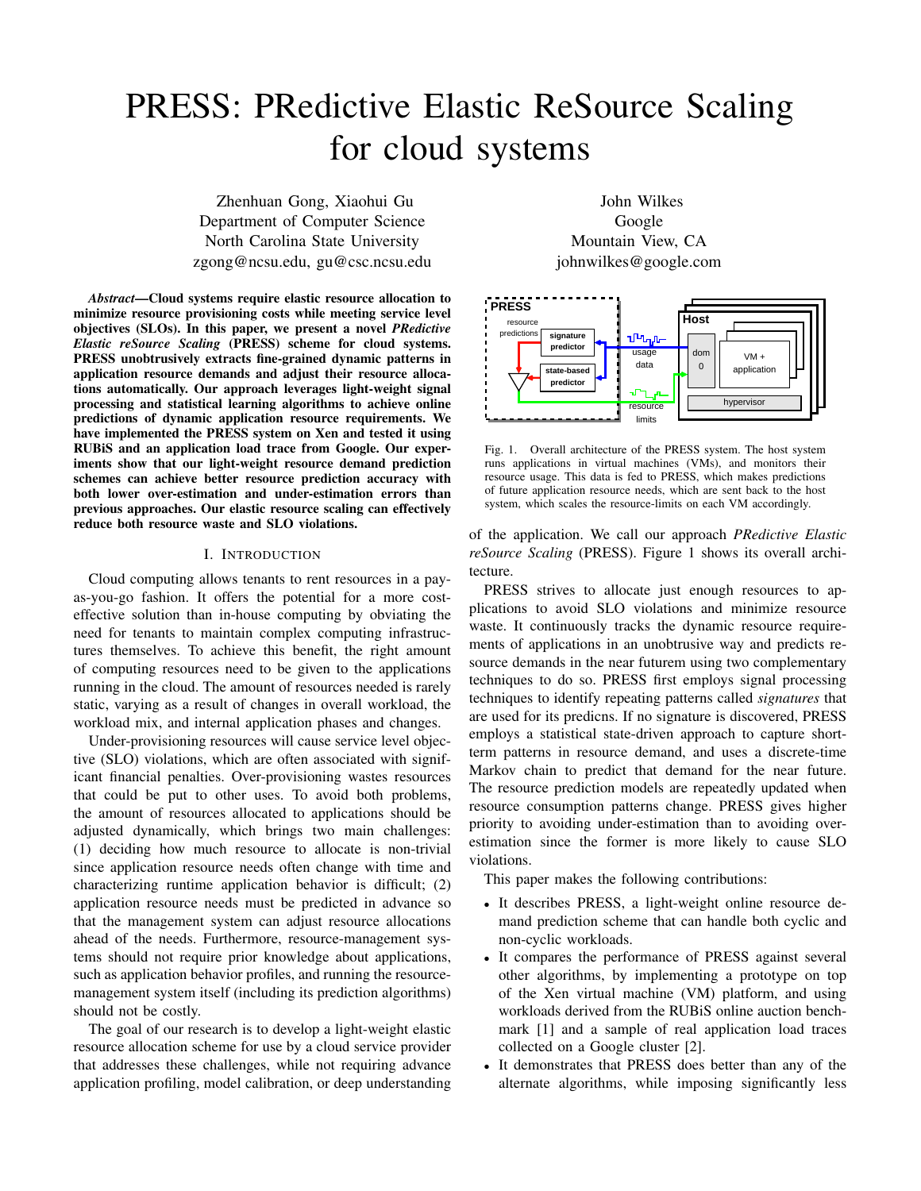# PRESS: PRedictive Elastic ReSource Scaling for cloud systems

Zhenhuan Gong, Xiaohui Gu
Department of Computer Science
North Carolina State University
zgong@ncsu.edu, gu@csc.ncsu.edu

John Wilkes
Google
Mountain View, CA
johnwilkes@google.com

***Abstract*—Cloud systems require elastic resource allocation to minimize resource provisioning costs while meeting service level objectives (SLOs). In this paper, we present a novel *PRedictive Elastic reSource Scaling* (PRESS) scheme for cloud systems. PRESS unobtrusively extracts fine-grained dynamic patterns in application resource demands and adjust their resource allocations automatically. Our approach leverages light-weight signal processing and statistical learning algorithms to achieve online predictions of dynamic application resource requirements. We have implemented the PRESS system on Xen and tested it using RUBiS and an application load trace from Google. Our experiments show that our light-weight resource demand prediction schemes can achieve better resource prediction accuracy with both lower over-estimation and under-estimation errors than previous approaches. Our elastic resource scaling can effectively reduce both resource waste and SLO violations.**

## I. Introduction

Cloud computing allows tenants to rent resources in a pay-as-you-go fashion. It offers the potential for a more cost-effective solution than in-house computing by obviating the need for tenants to maintain complex computing infrastructures themselves. To achieve this benefit, the right amount of computing resources need to be given to the applications running in the cloud. The amount of resources needed is rarely static, varying as a result of changes in overall workload, the workload mix, and internal application phases and changes.

Under-provisioning resources will cause service level objective (SLO) violations, which are often associated with significant financial penalties. Over-provisioning wastes resources that could be put to other uses. To avoid both problems, the amount of resources allocated to applications should be adjusted dynamically, which brings two main challenges: (1) deciding how much resource to allocate is non-trivial since application resource needs often change with time and characterizing runtime application behavior is difficult; (2) application resource needs must be predicted in advance so that the management system can adjust resource allocations ahead of the needs. Furthermore, resource-management systems should not require prior knowledge about applications, such as application behavior profiles, and running the resource-management system itself (including its prediction algorithms) should not be costly.

The goal of our research is to develop a light-weight elastic resource allocation scheme for use by a cloud service provider that addresses these challenges, while not requiring advance application profiling, model calibration, or deep understanding of the application. We call our approach *PRedictive Elastic reSource Scaling* (PRESS). Figure 1 shows its overall architecture.

Fig. 1. Overall architecture of the PRESS system. The host system runs applications in virtual machines (VMs), and monitors their resource usage. This data is fed to PRESS, which makes predictions of future application resource needs, which are sent back to the host system, which scales the resource-limits on each VM accordingly.

PRESS strives to allocate just enough resources to applications to avoid SLO violations and minimize resource waste. It continuously tracks the dynamic resource requirements of applications in an unobtrusive way and predicts resource demands in the near futurem using two complementary techniques to do so. PRESS first employs signal processing techniques to identify repeating patterns called *signatures* that are used for its predicns. If no signature is discovered, PRESS employs a statistical state-driven approach to capture short-term patterns in resource demand, and uses a discrete-time Markov chain to predict that demand for the near future. The resource prediction models are repeatedly updated when resource consumption patterns change. PRESS gives higher priority to avoiding under-estimation than to avoiding over-estimation since the former is more likely to cause SLO violations.

This paper makes the following contributions:

- It describes PRESS, a light-weight online resource demand prediction scheme that can handle both cyclic and non-cyclic workloads.
- It compares the performance of PRESS against several other algorithms, by implementing a prototype on top of the Xen virtual machine (VM) platform, and using workloads derived from the RUBiS online auction benchmark [1] and a sample of real application load traces collected on a Google cluster [2].
- It demonstrates that PRESS does better than any of the alternate algorithms, while imposing significantly less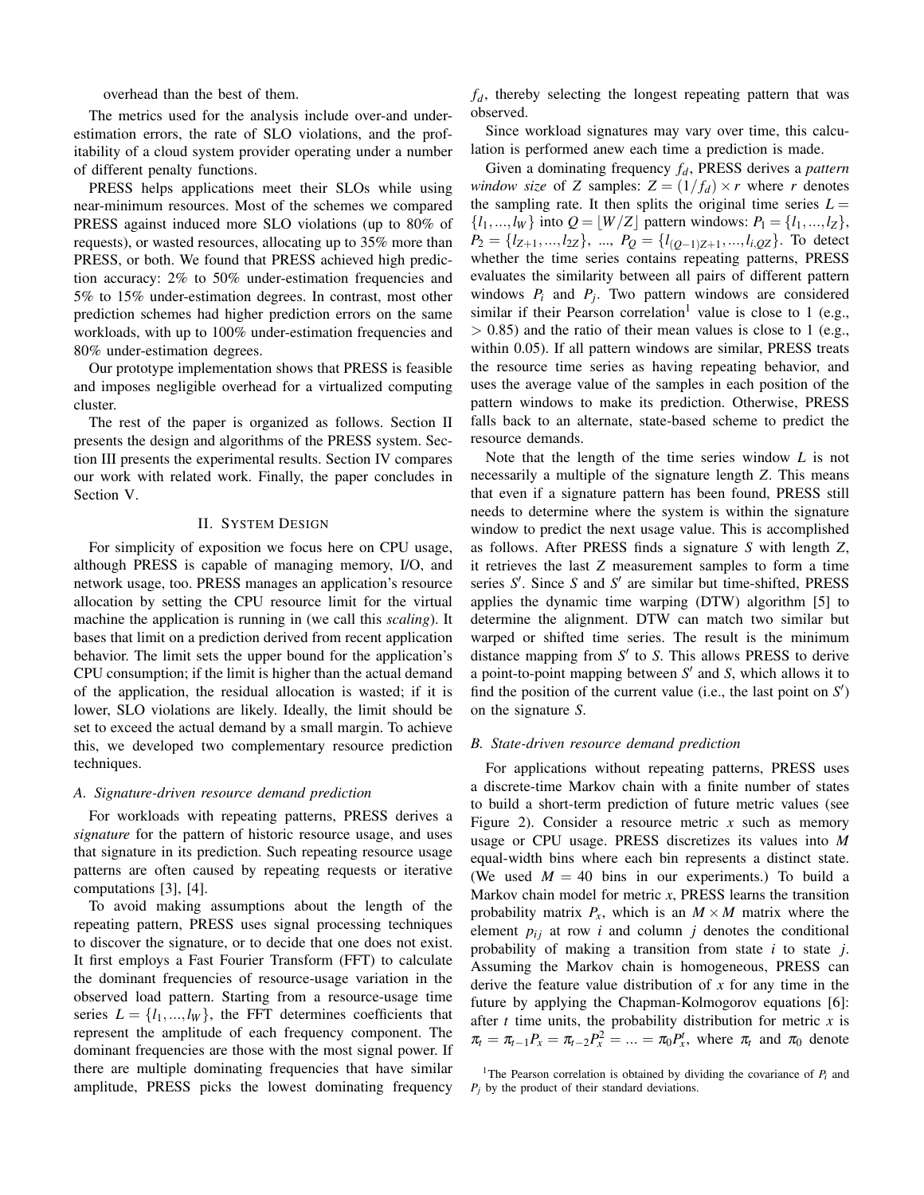overhead than the best of them.

The metrics used for the analysis include over-and under-estimation errors, the rate of SLO violations, and the profitability of a cloud system provider operating under a number of different penalty functions.

PRESS helps applications meet their SLOs while using near-minimum resources. Most of the schemes we compared PRESS against induced more SLO violations (up to 80% of requests), or wasted resources, allocating up to 35% more than PRESS, or both. We found that PRESS achieved high prediction accuracy: 2% to 50% under-estimation frequencies and 5% to 15% under-estimation degrees. In contrast, most other prediction schemes had higher prediction errors on the same workloads, with up to 100% under-estimation frequencies and 80% under-estimation degrees.

Our prototype implementation shows that PRESS is feasible and imposes negligible overhead for a virtualized computing cluster.

The rest of the paper is organized as follows. Section II presents the design and algorithms of the PRESS system. Section III presents the experimental results. Section IV compares our work with related work. Finally, the paper concludes in Section V.

## II. System Design

For simplicity of exposition we focus here on CPU usage, although PRESS is capable of managing memory, I/O, and network usage, too. PRESS manages an application's resource allocation by setting the CPU resource limit for the virtual machine the application is running in (we call this *scaling*). It bases that limit on a prediction derived from recent application behavior. The limit sets the upper bound for the application's CPU consumption; if the limit is higher than the actual demand of the application, the residual allocation is wasted; if it is lower, SLO violations are likely. Ideally, the limit should be set to exceed the actual demand by a small margin. To achieve this, we developed two complementary resource prediction techniques.

### A. Signature-driven resource demand prediction

For workloads with repeating patterns, PRESS derives a *signature* for the pattern of historic resource usage, and uses that signature in its prediction. Such repeating resource usage patterns are often caused by repeating requests or iterative computations [3], [4].

To avoid making assumptions about the length of the repeating pattern, PRESS uses signal processing techniques to discover the signature, or to decide that one does not exist. It first employs a Fast Fourier Transform (FFT) to calculate the dominant frequencies of resource-usage variation in the observed load pattern. Starting from a resource-usage time series $L = \{l_1, ..., l_W\}$, the FFT determines coefficients that represent the amplitude of each frequency component. The dominant frequencies are those with the most signal power. If there are multiple dominating frequencies that have similar amplitude, PRESS picks the lowest dominating frequency $f_d$, thereby selecting the longest repeating pattern that was observed.

Since workload signatures may vary over time, this calculation is performed anew each time a prediction is made.

Given a dominating frequency $f_d$, PRESS derives a *pattern window size* of $Z$ samples: $Z = (1/f_d) \times r$ where $r$ denotes the sampling rate. It then splits the original time series $L = \{l_1, ..., l_W\}$ into $Q = \lfloor W/Z \rfloor$ pattern windows: $P_1 = \{l_1, ..., l_Z\}$, $P_2 = \{l_{Z+1}, ..., l_{2Z}\}$, ..., $P_Q = \{l_{(Q-1)Z+1}, ..., l_{i,QZ}\}$. To detect whether the time series contains repeating patterns, PRESS evaluates the similarity between all pairs of different pattern windows $P_i$ and $P_j$. Two pattern windows are considered similar if their Pearson correlation[1] value is close to 1 (e.g., $> 0.85$) and the ratio of their mean values is close to 1 (e.g., within 0.05). If all pattern windows are similar, PRESS treats the resource time series as having repeating behavior, and uses the average value of the samples in each position of the pattern windows to make its prediction. Otherwise, PRESS falls back to an alternate, state-based scheme to predict the resource demands.

Note that the length of the time series window $L$ is not necessarily a multiple of the signature length $Z$. This means that even if a signature pattern has been found, PRESS still needs to determine where the system is within the signature window to predict the next usage value. This is accomplished as follows. After PRESS finds a signature $S$ with length $Z$, it retrieves the last $Z$ measurement samples to form a time series $S'$. Since $S$ and $S'$ are similar but time-shifted, PRESS applies the dynamic time warping (DTW) algorithm [5] to determine the alignment. DTW can match two similar but warped or shifted time series. The result is the minimum distance mapping from $S'$ to $S$. This allows PRESS to derive a point-to-point mapping between $S'$ and $S$, which allows it to find the position of the current value (i.e., the last point on $S'$) on the signature $S$.

### B. State-driven resource demand prediction

For applications without repeating patterns, PRESS uses a discrete-time Markov chain with a finite number of states to build a short-term prediction of future metric values (see Figure 2). Consider a resource metric $x$ such as memory usage or CPU usage. PRESS discretizes its values into $M$ equal-width bins where each bin represents a distinct state. (We used $M = 40$ bins in our experiments.) To build a Markov chain model for metric $x$, PRESS learns the transition probability matrix $P_x$, which is an $M \times M$ matrix where the element $p_{ij}$ at row $i$ and column $j$ denotes the conditional probability of making a transition from state $i$ to state $j$. Assuming the Markov chain is homogeneous, PRESS can derive the feature value distribution of $x$ for any time in the future by applying the Chapman-Kolmogorov equations [6]: after $t$ time units, the probability distribution for metric $x$ is $\pi_t = \pi_{t-1} P_x = \pi_{t-2} P_x^2 = ... = \pi_0 P_x^t$, where $\pi_t$ and $\pi_0$ denote

[1] The Pearson correlation is obtained by dividing the covariance of $P_i$ and $P_j$ by the product of their standard deviations.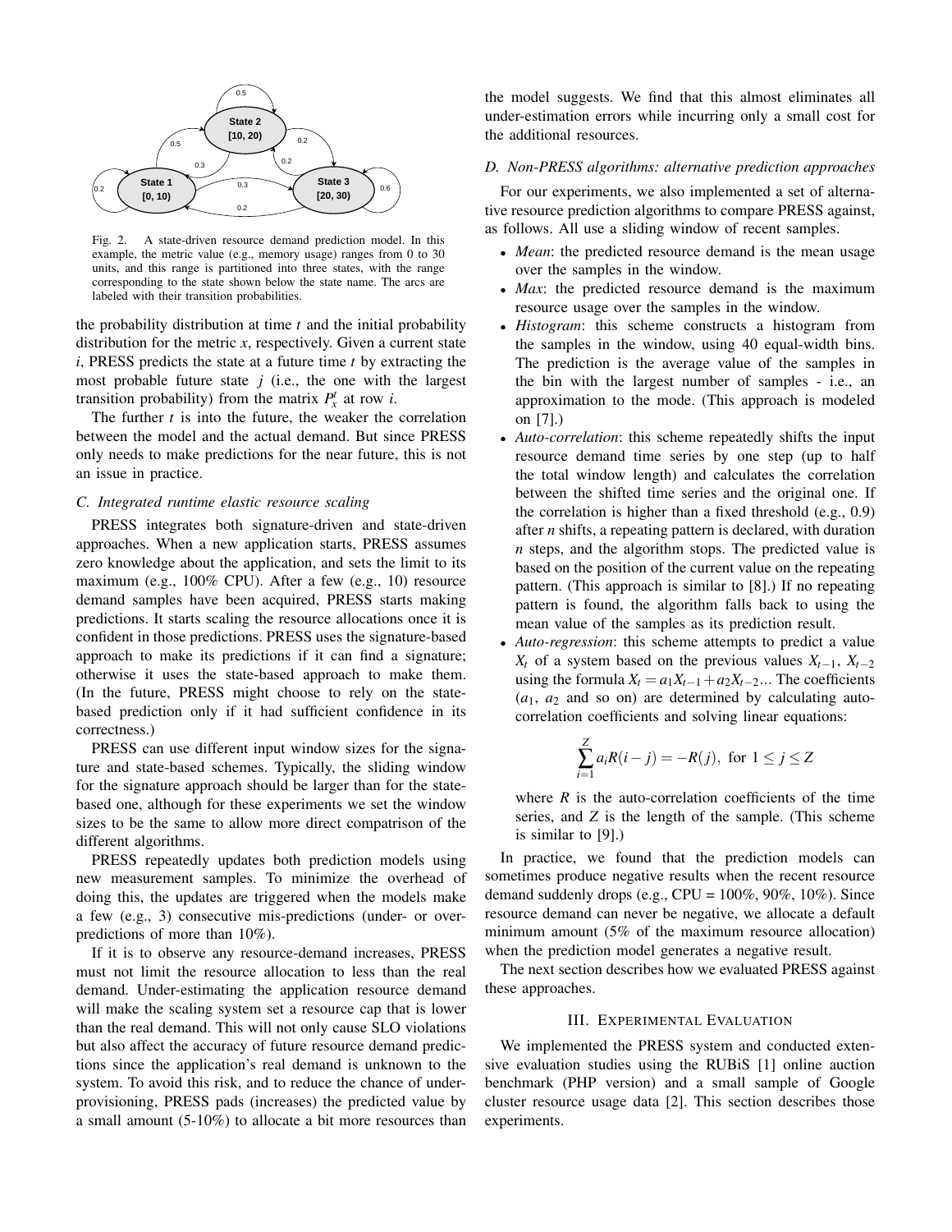Fig. 2. A state-driven resource demand prediction model. In this example, the metric value (e.g., memory usage) ranges from 0 to 30 units, and this range is partitioned into three states, with the range corresponding to the state shown below the state name. The arcs are labeled with their transition probabilities.

the probability distribution at time $t$ and the initial probability distribution for the metric $x$, respectively. Given a current state $i$, PRESS predicts the state at a future time $t$ by extracting the most probable future state $j$ (i.e., the one with the largest transition probability) from the matrix $P_x^t$ at row $i$.

The further $t$ is into the future, the weaker the correlation between the model and the actual demand. But since PRESS only needs to make predictions for the near future, this is not an issue in practice.

### C. Integrated runtime elastic resource scaling

PRESS integrates both signature-driven and state-driven approaches. When a new application starts, PRESS assumes zero knowledge about the application, and sets the limit to its maximum (e.g., 100% CPU). After a few (e.g., 10) resource demand samples have been acquired, PRESS starts making predictions. It starts scaling the resource allocations once it is confident in those predictions. PRESS uses the signature-based approach to make its predictions if it can find a signature; otherwise it uses the state-based approach to make them. (In the future, PRESS might choose to rely on the state-based prediction only if it had sufficient confidence in its correctness.)

PRESS can use different input window sizes for the signature and state-based schemes. Typically, the sliding window for the signature approach should be larger than for the state-based one, although for these experiments we set the window sizes to be the same to allow more direct compatrison of the different algorithms.

PRESS repeatedly updates both prediction models using new measurement samples. To minimize the overhead of doing this, the updates are triggered when the models make a few (e.g., 3) consecutive mis-predictions (under- or over-predictions of more than 10%).

If it is to observe any resource-demand increases, PRESS must not limit the resource allocation to less than the real demand. Under-estimating the application resource demand will make the scaling system set a resource cap that is lower than the real demand. This will not only cause SLO violations but also affect the accuracy of future resource demand predictions since the application's real demand is unknown to the system. To avoid this risk, and to reduce the chance of under-provisioning, PRESS pads (increases) the predicted value by a small amount (5-10%) to allocate a bit more resources than the model suggests. We find that this almost eliminates all under-estimation errors while incurring only a small cost for the additional resources.

### D. Non-PRESS algorithms: alternative prediction approaches

For our experiments, we also implemented a set of alternative resource prediction algorithms to compare PRESS against, as follows. All use a sliding window of recent samples.

- *Mean*: the predicted resource demand is the mean usage over the samples in the window.
- *Max*: the predicted resource demand is the maximum resource usage over the samples in the window.
- *Histogram*: this scheme constructs a histogram from the samples in the window, using 40 equal-width bins. The prediction is the average value of the samples in the bin with the largest number of samples - i.e., an approximation to the mode. (This approach is modeled on [7].)
- *Auto-correlation*: this scheme repeatedly shifts the input resource demand time series by one step (up to half the total window length) and calculates the correlation between the shifted time series and the original one. If the correlation is higher than a fixed threshold (e.g., 0.9) after $n$ shifts, a repeating pattern is declared, with duration $n$ steps, and the algorithm stops. The predicted value is based on the position of the current value on the repeating pattern. (This approach is similar to [8].) If no repeating pattern is found, the algorithm falls back to using the mean value of the samples as its prediction result.
- *Auto-regression*: this scheme attempts to predict a value $X_t$ of a system based on the previous values $X_{t-1}$, $X_{t-2}$ using the formula $X_t = a_1 X_{t-1} + a_2 X_{t-2} \ldots$ The coefficients ($a_1$, $a_2$ and so on) are determined by calculating auto-correlation coefficients and solving linear equations:

$$\sum_{i=1}^{Z} a_i R(i-j) = -R(j), \text{ for } 1 \leq j \leq Z$$

  where $R$ is the auto-correlation coefficients of the time series, and $Z$ is the length of the sample. (This scheme is similar to [9].)

In practice, we found that the prediction models can sometimes produce negative results when the recent resource demand suddenly drops (e.g., CPU = 100%, 90%, 10%). Since resource demand can never be negative, we allocate a default minimum amount (5% of the maximum resource allocation) when the prediction model generates a negative result.

The next section describes how we evaluated PRESS against these approaches.

## III. Experimental Evaluation

We implemented the PRESS system and conducted extensive evaluation studies using the RUBiS [1] online auction benchmark (PHP version) and a small sample of Google cluster resource usage data [2]. This section describes those experiments.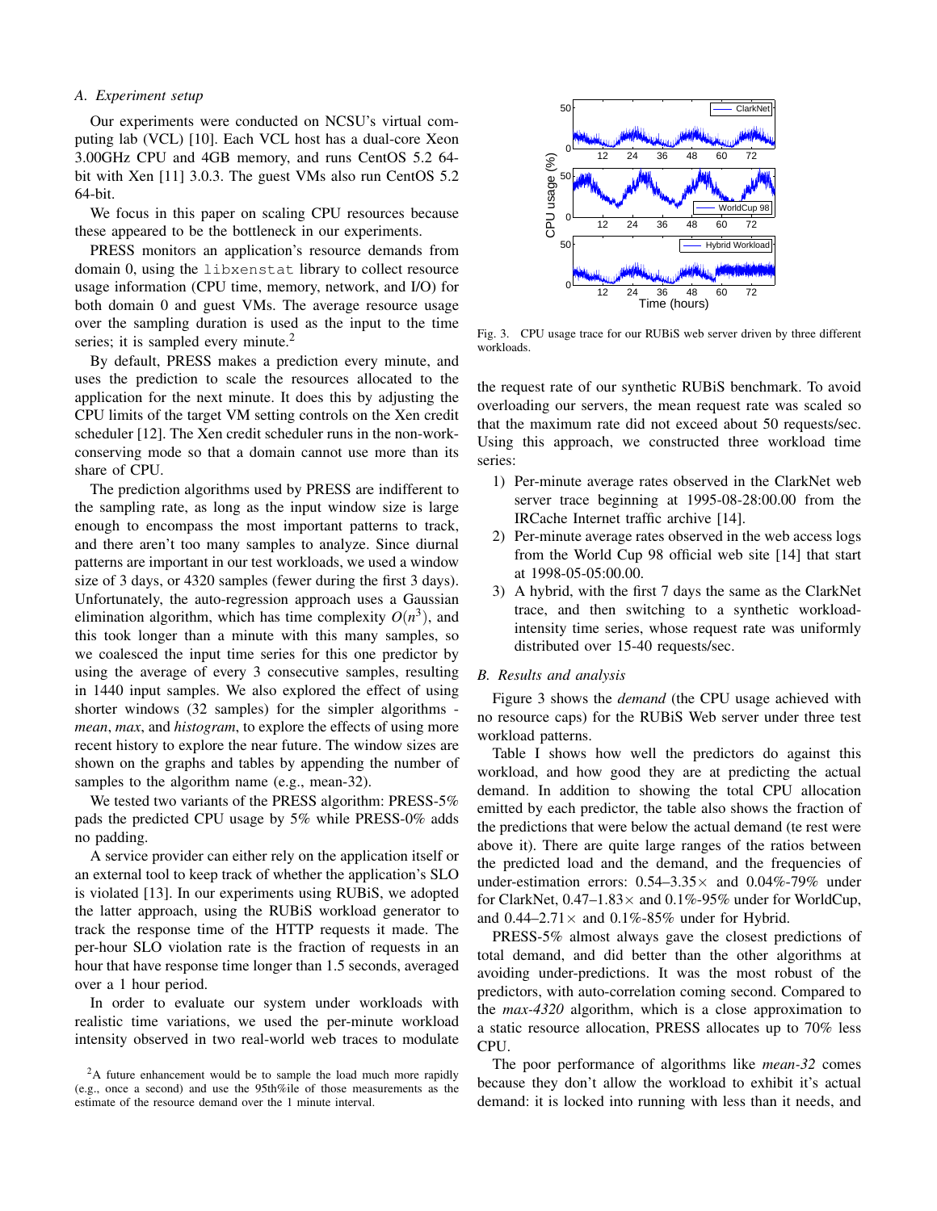### A. Experiment setup

Our experiments were conducted on NCSU's virtual computing lab (VCL) [10]. Each VCL host has a dual-core Xeon 3.00GHz CPU and 4GB memory, and runs CentOS 5.2 64-bit with Xen [11] 3.0.3. The guest VMs also run CentOS 5.2 64-bit.

We focus in this paper on scaling CPU resources because these appeared to be the bottleneck in our experiments.

PRESS monitors an application's resource demands from domain 0, using the `libxenstat` library to collect resource usage information (CPU time, memory, network, and I/O) for both domain 0 and guest VMs. The average resource usage over the sampling duration is used as the input to the time series; it is sampled every minute.[2]

By default, PRESS makes a prediction every minute, and uses the prediction to scale the resources allocated to the application for the next minute. It does this by adjusting the CPU limits of the target VM setting controls on the Xen credit scheduler [12]. The Xen credit scheduler runs in the non-work-conserving mode so that a domain cannot use more than its share of CPU.

The prediction algorithms used by PRESS are indifferent to the sampling rate, as long as the input window size is large enough to encompass the most important patterns to track, and there aren't too many samples to analyze. Since diurnal patterns are important in our test workloads, we used a window size of 3 days, or 4320 samples (fewer during the first 3 days). Unfortunately, the auto-regression approach uses a Gaussian elimination algorithm, which has time complexity $O(n^3)$, and this took longer than a minute with this many samples, so we coalesced the input time series for this one predictor by using the average of every 3 consecutive samples, resulting in 1440 input samples. We also explored the effect of using shorter windows (32 samples) for the simpler algorithms - *mean*, *max*, and *histogram*, to explore the effects of using more recent history to explore the near future. The window sizes are shown on the graphs and tables by appending the number of samples to the algorithm name (e.g., mean-32).

We tested two variants of the PRESS algorithm: PRESS-5% pads the predicted CPU usage by 5% while PRESS-0% adds no padding.

A service provider can either rely on the application itself or an external tool to keep track of whether the application's SLO is violated [13]. In our experiments using RUBiS, we adopted the latter approach, using the RUBiS workload generator to track the response time of the HTTP requests it made. The per-hour SLO violation rate is the fraction of requests in an hour that have response time longer than 1.5 seconds, averaged over a 1 hour period.

In order to evaluate our system under workloads with realistic time variations, we used the per-minute workload intensity observed in two real-world web traces to modulate the request rate of our synthetic RUBiS benchmark. To avoid overloading our servers, the mean request rate was scaled so that the maximum rate did not exceed about 50 requests/sec. Using this approach, we constructed three workload time series:

1) Per-minute average rates observed in the ClarkNet web server trace beginning at 1995-08-28:00.00 from the IRCache Internet traffic archive [14].
2) Per-minute average rates observed in the web access logs from the World Cup 98 official web site [14] that start at 1998-05-05:00.00.
3) A hybrid, with the first 7 days the same as the ClarkNet trace, and then switching to a synthetic workload-intensity time series, whose request rate was uniformly distributed over 15-40 requests/sec.

Fig. 3. CPU usage trace for our RUBiS web server driven by three different workloads.

### B. Results and analysis

Figure 3 shows the *demand* (the CPU usage achieved with no resource caps) for the RUBiS Web server under three test workload patterns.

Table I shows how well the predictors do against this workload, and how good they are at predicting the actual demand. In addition to showing the total CPU allocation emitted by each predictor, the table also shows the fraction of the predictions that were below the actual demand (te rest were above it). There are quite large ranges of the ratios between the predicted load and the demand, and the frequencies of under-estimation errors: 0.54–3.35× and 0.04%-79% under for ClarkNet, 0.47–1.83× and 0.1%-95% under for WorldCup, and 0.44–2.71× and 0.1%-85% under for Hybrid.

PRESS-5% almost always gave the closest predictions of total demand, and did better than the other algorithms at avoiding under-predictions. It was the most robust of the predictors, with auto-correlation coming second. Compared to the *max-4320* algorithm, which is a close approximation to a static resource allocation, PRESS allocates up to 70% less CPU.

The poor performance of algorithms like *mean-32* comes because they don't allow the workload to exhibit it's actual demand: it is locked into running with less than it needs, and

[2] A future enhancement would be to sample the load much more rapidly (e.g., once a second) and use the 95th%ile of those measurements as the estimate of the resource demand over the 1 minute interval.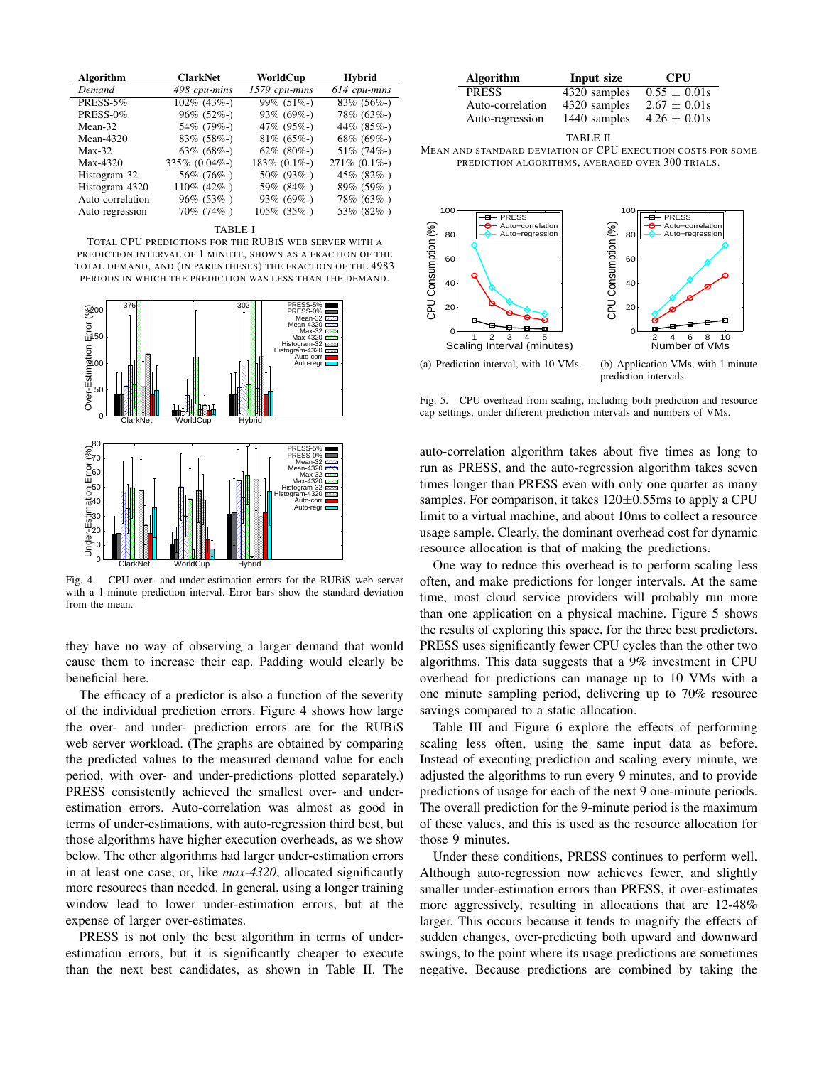| Algorithm | ClarkNet | WorldCup | Hybrid |
|---|---|---|---|
| *Demand* | *498 cpu-mins* | *1579 cpu-mins* | *614 cpu-mins* |
| PRESS-5% | 102% (43%-) | 99% (51%-) | 83% (56%-) |
| PRESS-0% | 96% (52%-) | 93% (69%-) | 78% (63%-) |
| Mean-32 | 54% (79%-) | 47% (95%-) | 44% (85%-) |
| Mean-4320 | 83% (58%-) | 81% (65%-) | 68% (69%-) |
| Max-32 | 63% (68%-) | 62% (80%-) | 51% (74%-) |
| Max-4320 | 335% (0.04%-) | 183% (0.1%-) | 271% (0.1%-) |
| Histogram-32 | 56% (76%-) | 50% (93%-) | 45% (82%-) |
| Histogram-4320 | 110% (42%-) | 59% (84%-) | 89% (59%-) |
| Auto-correlation | 96% (53%-) | 93% (69%-) | 78% (63%-) |
| Auto-regression | 70% (74%-) | 105% (35%-) | 53% (82%-) |

TABLE I

TOTAL CPU PREDICTIONS FOR THE RUBIS WEB SERVER WITH A PREDICTION INTERVAL OF 1 MINUTE, SHOWN AS A FRACTION OF THE TOTAL DEMAND, AND (IN PARENTHESES) THE FRACTION OF THE 4983 PERIODS IN WHICH THE PREDICTION WAS LESS THAN THE DEMAND.

Fig. 4. CPU over- and under-estimation errors for the RUBiS web server with a 1-minute prediction interval. Error bars show the standard deviation from the mean.

they have no way of observing a larger demand that would cause them to increase their cap. Padding would clearly be beneficial here.

The efficacy of a predictor is also a function of the severity of the individual prediction errors. Figure 4 shows how large the over- and under- prediction errors are for the RUBiS web server workload. (The graphs are obtained by comparing the predicted values to the measured demand value for each period, with over- and under-predictions plotted separately.) PRESS consistently achieved the smallest over- and under-estimation errors. Auto-correlation was almost as good in terms of under-estimations, with auto-regression third best, but those algorithms have higher execution overheads, as we show below. The other algorithms had larger under-estimation errors in at least one case, or, like *max-4320*, allocated significantly more resources than needed. In general, using a longer training window lead to lower under-estimation errors, but at the expense of larger over-estimates.

PRESS is not only the best algorithm in terms of under-estimation errors, but it is significantly cheaper to execute than the next best candidates, as shown in Table II. The auto-correlation algorithm takes about five times as long to run as PRESS, and the auto-regression algorithm takes seven times longer than PRESS even with only one quarter as many samples. For comparison, it takes $120 \pm 0.55$ms to apply a CPU limit to a virtual machine, and about 10ms to collect a resource usage sample. Clearly, the dominant overhead cost for dynamic resource allocation is that of making the predictions.

| Algorithm | Input size | CPU |
|---|---|---|
| PRESS | 4320 samples | $0.55 \pm 0.01$s |
| Auto-correlation | 4320 samples | $2.67 \pm 0.01$s |
| Auto-regression | 1440 samples | $4.26 \pm 0.01$s |

TABLE II

MEAN AND STANDARD DEVIATION OF CPU EXECUTION COSTS FOR SOME PREDICTION ALGORITHMS, AVERAGED OVER 300 TRIALS.

(a) Prediction interval, with 10 VMs.

(b) Application VMs, with 1 minute prediction intervals.

Fig. 5. CPU overhead from scaling, including both prediction and resource cap settings, under different prediction intervals and numbers of VMs.

One way to reduce this overhead is to perform scaling less often, and make predictions for longer intervals. At the same time, most cloud service providers will probably run more than one application on a physical machine. Figure 5 shows the results of exploring this space, for the three best predictors. PRESS uses significantly fewer CPU cycles than the other two algorithms. This data suggests that a 9% investment in CPU overhead for predictions can manage up to 10 VMs with a one minute sampling period, delivering up to 70% resource savings compared to a static allocation.

Table III and Figure 6 explore the effects of performing scaling less often, using the same input data as before. Instead of executing prediction and scaling every minute, we adjusted the algorithms to run every 9 minutes, and to provide predictions of usage for each of the next 9 one-minute periods. The overall prediction for the 9-minute period is the maximum of these values, and this is used as the resource allocation for those 9 minutes.

Under these conditions, PRESS continues to perform well. Although auto-regression now achieves fewer, and slightly smaller under-estimation errors than PRESS, it over-estimates more aggressively, resulting in allocations that are 12-48% larger. This occurs because it tends to magnify the effects of sudden changes, over-predicting both upward and downward swings, to the point where its usage predictions are sometimes negative. Because predictions are combined by taking the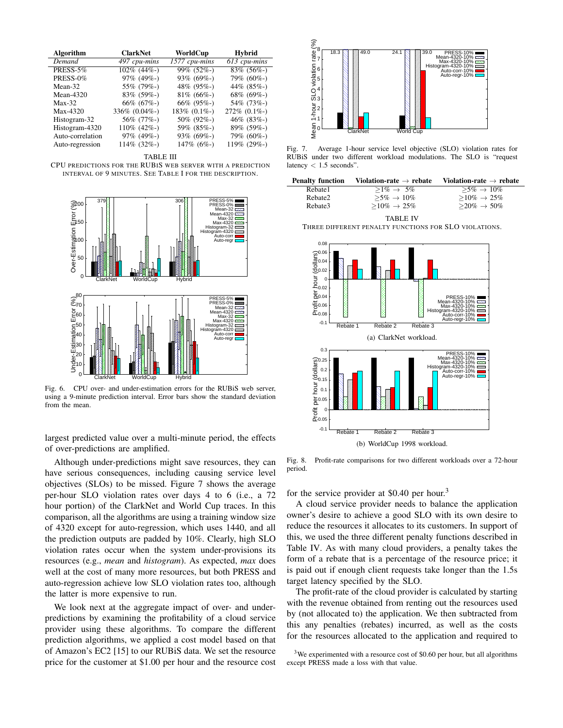| Algorithm | ClarkNet | WorldCup | Hybrid |
|---|---|---|---|
| *Demand* | *497 cpu-mins* | *1577 cpu-mins* | *613 cpu-mins* |
| PRESS-5% | 102% (44%-) | 99% (52%-) | 83% (56%-) |
| PRESS-0% | 97% (49%-) | 93% (69%-) | 79% (60%-) |
| Mean-32 | 55% (79%-) | 48% (95%-) | 44% (85%-) |
| Mean-4320 | 83% (59%-) | 81% (66%-) | 68% (69%-) |
| Max-32 | 66% (67%-) | 66% (95%-) | 54% (73%-) |
| Max-4320 | 336% (0.04%-) | 183% (0.1%-) | 272% (0.1%-) |
| Histogram-32 | 56% (77%-) | 50% (92%-) | 46% (83%-) |
| Histogram-4320 | 110% (42%-) | 59% (85%-) | 89% (59%-) |
| Auto-correlation | 97% (49%-) | 93% (69%-) | 79% (60%-) |
| Auto-regression | 114% (32%-) | 147% (6%-) | 119% (29%-) |

TABLE III
CPU PREDICTIONS FOR THE RUBIS WEB SERVER WITH A PREDICTION INTERVAL OF 9 MINUTES. SEE TABLE I FOR THE DESCRIPTION.

Fig. 6. CPU over- and under-estimation errors for the RUBiS web server, using a 9-minute prediction interval. Error bars show the standard deviation from the mean.

largest predicted value over a multi-minute period, the effects of over-predictions are amplified.

Although under-predictions might save resources, they can have serious consequences, including causing service level objectives (SLOs) to be missed. Figure 7 shows the average per-hour SLO violation rates over days 4 to 6 (i.e., a 72 hour portion) of the ClarkNet and World Cup traces. In this comparison, all the algorithms are using a training window size of 4320 except for auto-regression, which uses 1440, and all the prediction outputs are padded by 10%. Clearly, high SLO violation rates occur when the system under-provisions its resources (e.g., *mean* and *histogram*). As expected, *max* does well at the cost of many more resources, but both PRESS and auto-regression achieve low SLO violation rates too, although the latter is more expensive to run.

We look next at the aggregate impact of over- and under-predictions by examining the profitability of a cloud service provider using these algorithms. To compare the different prediction algorithms, we applied a cost model based on that of Amazon's EC2 [15] to our RUBiS data. We set the resource price for the customer at \$1.00 per hour and the resource cost for the service provider at \$0.40 per hour.[3]

Fig. 7. Average 1-hour service level objective (SLO) violation rates for RUBiS under two different workload modulations. The SLO is "request latency < 1.5 seconds".

| Penalty function | Violation-rate → rebate | Violation-rate → rebate |
|---|---|---|
| Rebate1 | $\geq$1% → 5% | $\geq$5% → 10% |
| Rebate2 | $\geq$5% → 10% | $\geq$10% → 25% |
| Rebate3 | $\geq$10% → 25% | $\geq$20% → 50% |

TABLE IV
THREE DIFFERENT PENALTY FUNCTIONS FOR SLO VIOLATIONS.

(a) ClarkNet workload.

(b) WorldCup 1998 workload.

Fig. 8. Profit-rate comparisons for two different workloads over a 72-hour period.

A cloud service provider needs to balance the application owner's desire to achieve a good SLO with its own desire to reduce the resources it allocates to its customers. In support of this, we used the three different penalty functions described in Table IV. As with many cloud providers, a penalty takes the form of a rebate that is a percentage of the resource price; it is paid out if enough client requests take longer than the 1.5s target latency specified by the SLO.

The profit-rate of the cloud provider is calculated by starting with the revenue obtained from renting out the resources used by (not allocated to) the application. We then subtracted from this any penalties (rebates) incurred, as well as the costs for the resources allocated to the application and required to

[3] We experimented with a resource cost of \$0.60 per hour, but all algorithms except PRESS made a loss with that value.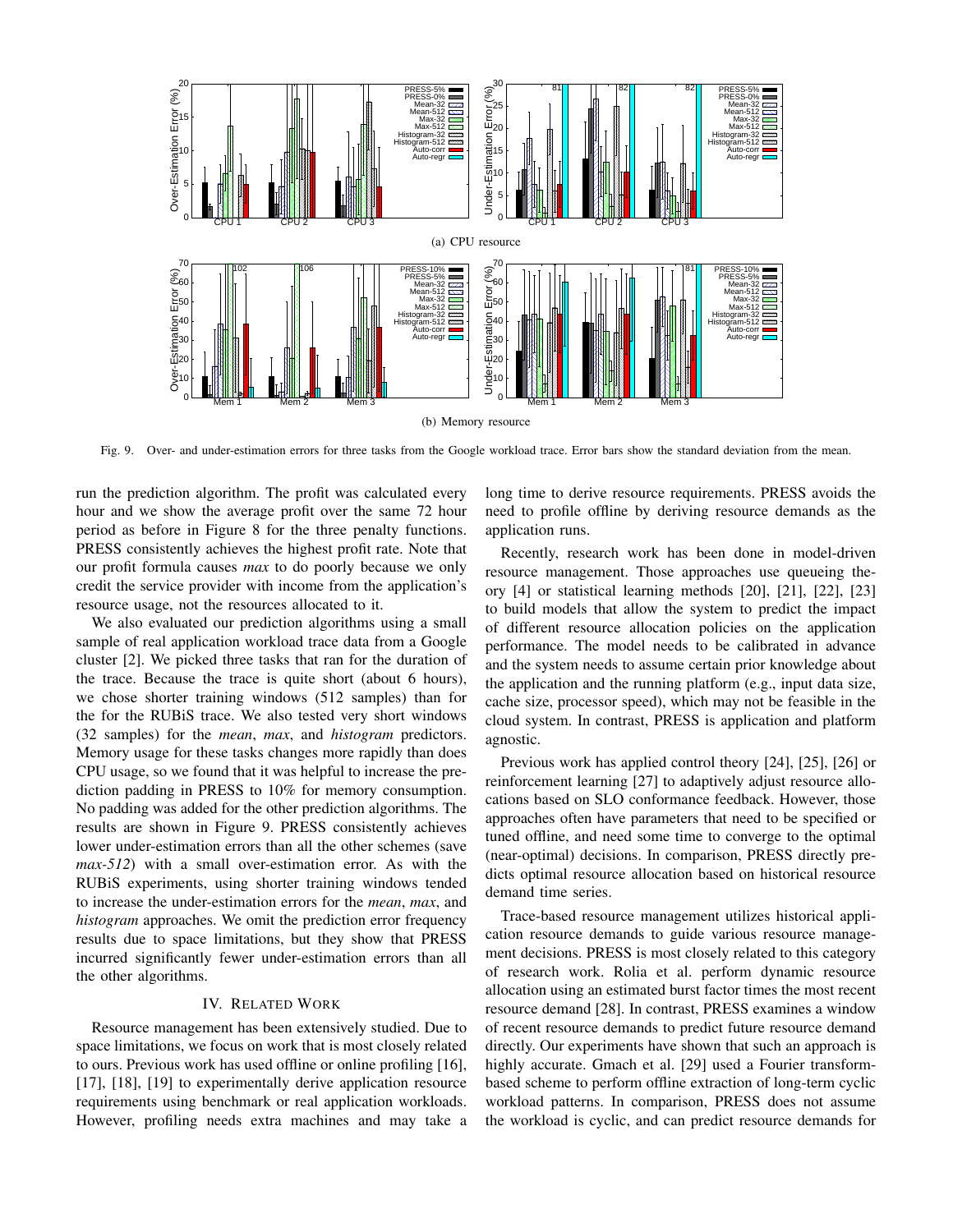(a) CPU resource

(b) Memory resource

Fig. 9. Over- and under-estimation errors for three tasks from the Google workload trace. Error bars show the standard deviation from the mean.

run the prediction algorithm. The profit was calculated every hour and we show the average profit over the same 72 hour period as before in Figure 8 for the three penalty functions. PRESS consistently achieves the highest profit rate. Note that our profit formula causes *max* to do poorly because we only credit the service provider with income from the application's resource usage, not the resources allocated to it.

We also evaluated our prediction algorithms using a small sample of real application workload trace data from a Google cluster [2]. We picked three tasks that ran for the duration of the trace. Because the trace is quite short (about 6 hours), we chose shorter training windows (512 samples) than for the for the RUBiS trace. We also tested very short windows (32 samples) for the *mean*, *max*, and *histogram* predictors. Memory usage for these tasks changes more rapidly than does CPU usage, so we found that it was helpful to increase the prediction padding in PRESS to 10% for memory consumption. No padding was added for the other prediction algorithms. The results are shown in Figure 9. PRESS consistently achieves lower under-estimation errors than all the other schemes (save *max-512*) with a small over-estimation error. As with the RUBiS experiments, using shorter training windows tended to increase the under-estimation errors for the *mean*, *max*, and *histogram* approaches. We omit the prediction error frequency results due to space limitations, but they show that PRESS incurred significantly fewer under-estimation errors than all the other algorithms.

## IV. Related Work

Resource management has been extensively studied. Due to space limitations, we focus on work that is most closely related to ours. Previous work has used offline or online profiling [16], [17], [18], [19] to experimentally derive application resource requirements using benchmark or real application workloads. However, profiling needs extra machines and may take a long time to derive resource requirements. PRESS avoids the need to profile offline by deriving resource demands as the application runs.

Recently, research work has been done in model-driven resource management. Those approaches use queueing theory [4] or statistical learning methods [20], [21], [22], [23] to build models that allow the system to predict the impact of different resource allocation policies on the application performance. The model needs to be calibrated in advance and the system needs to assume certain prior knowledge about the application and the running platform (e.g., input data size, cache size, processor speed), which may not be feasible in the cloud system. In contrast, PRESS is application and platform agnostic.

Previous work has applied control theory [24], [25], [26] or reinforcement learning [27] to adaptively adjust resource allocations based on SLO conformance feedback. However, those approaches often have parameters that need to be specified or tuned offline, and need some time to converge to the optimal (near-optimal) decisions. In comparison, PRESS directly predicts optimal resource allocation based on historical resource demand time series.

Trace-based resource management utilizes historical application resource demands to guide various resource management decisions. PRESS is most closely related to this category of research work. Rolia et al. perform dynamic resource allocation using an estimated burst factor times the most recent resource demand [28]. In contrast, PRESS examines a window of recent resource demands to predict future resource demand directly. Our experiments have shown that such an approach is highly accurate. Gmach et al. [29] used a Fourier transform-based scheme to perform offline extraction of long-term cyclic workload patterns. In comparison, PRESS does not assume the workload is cyclic, and can predict resource demands for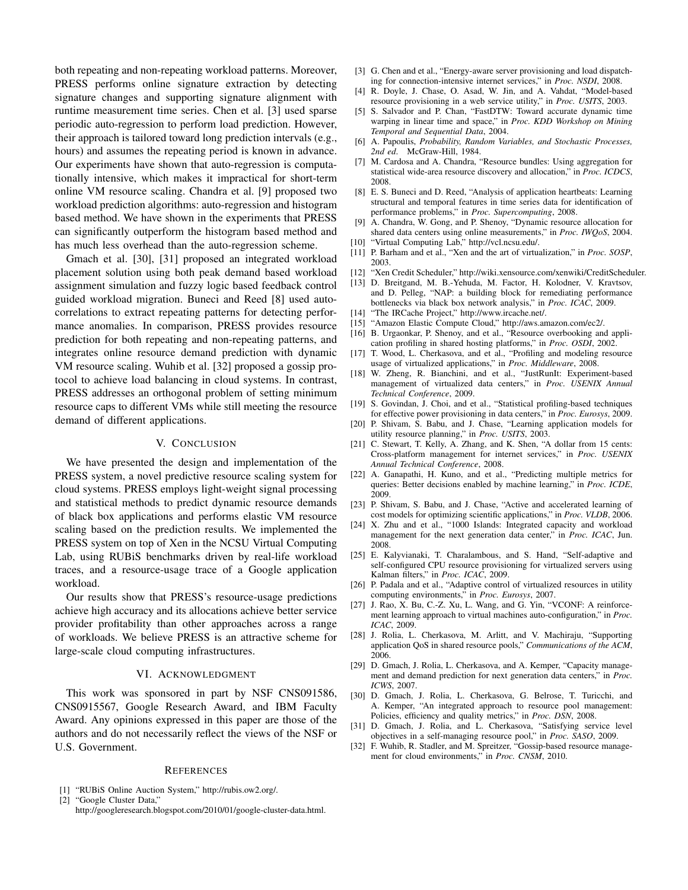both repeating and non-repeating workload patterns. Moreover, PRESS performs online signature extraction by detecting signature changes and supporting signature alignment with runtime measurement time series. Chen et al. [3] used sparse periodic auto-regression to perform load prediction. However, their approach is tailored toward long prediction intervals (e.g., hours) and assumes the repeating period is known in advance. Our experiments have shown that auto-regression is computationally intensive, which makes it impractical for short-term online VM resource scaling. Chandra et al. [9] proposed two workload prediction algorithms: auto-regression and histogram based method. We have shown in the experiments that PRESS can significantly outperform the histogram based method and has much less overhead than the auto-regression scheme.

Gmach et al. [30], [31] proposed an integrated workload placement solution using both peak demand based workload assignment simulation and fuzzy logic based feedback control guided workload migration. Buneci and Reed [8] used autocorrelations to extract repeating patterns for detecting performance anomalies. In comparison, PRESS provides resource prediction for both repeating and non-repeating patterns, and integrates online resource demand prediction with dynamic VM resource scaling. Wuhib et al. [32] proposed a gossip protocol to achieve load balancing in cloud systems. In contrast, PRESS addresses an orthogonal problem of setting minimum resource caps to different VMs while still meeting the resource demand of different applications.

## V. Conclusion

We have presented the design and implementation of the PRESS system, a novel predictive resource scaling system for cloud systems. PRESS employs light-weight signal processing and statistical methods to predict dynamic resource demands of black box applications and performs elastic VM resource scaling based on the prediction results. We implemented the PRESS system on top of Xen in the NCSU Virtual Computing Lab, using RUBiS benchmarks driven by real-life workload traces, and a resource-usage trace of a Google application workload.

Our results show that PRESS's resource-usage predictions achieve high accuracy and its allocations achieve better service provider profitability than other approaches across a range of workloads. We believe PRESS is an attractive scheme for large-scale cloud computing infrastructures.

## VI. Acknowledgment

This work was sponsored in part by NSF CNS091586, CNS0915567, Google Research Award, and IBM Faculty Award. Any opinions expressed in this paper are those of the authors and do not necessarily reflect the views of the NSF or U.S. Government.

## References

[1] "RUBiS Online Auction System," http://rubis.ow2.org/.

[2] "Google Cluster Data," http://googleresearch.blogspot.com/2010/01/google-cluster-data.html.

[3] G. Chen and et al., "Energy-aware server provisioning and load dispatching for connection-intensive internet services," in *Proc. NSDI*, 2008.

[4] R. Doyle, J. Chase, O. Asad, W. Jin, and A. Vahdat, "Model-based resource provisioning in a web service utility," in *Proc. USITS*, 2003.

[5] S. Salvador and P. Chan, "FastDTW: Toward accurate dynamic time warping in linear time and space," in *Proc. KDD Workshop on Mining Temporal and Sequential Data*, 2004.

[6] A. Papoulis, *Probability, Random Variables, and Stochastic Processes, 2nd ed.* McGraw-Hill, 1984.

[7] M. Cardosa and A. Chandra, "Resource bundles: Using aggregation for statistical wide-area resource discovery and allocation," in *Proc. ICDCS*, 2008.

[8] E. S. Buneci and D. Reed, "Analysis of application heartbeats: Learning structural and temporal features in time series data for identification of performance problems," in *Proc. Supercomputing*, 2008.

[9] A. Chandra, W. Gong, and P. Shenoy, "Dynamic resource allocation for shared data centers using online measurements," in *Proc. IWQoS*, 2004.

[10] "Virtual Computing Lab," http://vcl.ncsu.edu/.

[11] P. Barham and et al., "Xen and the art of virtualization," in *Proc. SOSP*, 2003.

[12] "Xen Credit Scheduler," http://wiki.xensource.com/xenwiki/CreditScheduler.

[13] D. Breitgand, M. B.-Yehuda, M. Factor, H. Kolodner, V. Kravtsov, and D. Pelleg, "NAP: a building block for remediating performance bottlenecks via black box network analysis," in *Proc. ICAC*, 2009.

[14] "The IRCache Project," http://www.ircache.net/.

[15] "Amazon Elastic Compute Cloud," http://aws.amazon.com/ec2/.

[16] B. Urgaonkar, P. Shenoy, and et al., "Resource overbooking and application profiling in shared hosting platforms," in *Proc. OSDI*, 2002.

[17] T. Wood, L. Cherkasova, and et al., "Profiling and modeling resource usage of virtualized applications," in *Proc. Middleware*, 2008.

[18] W. Zheng, R. Bianchini, and et al., "JustRunIt: Experiment-based management of virtualized data centers," in *Proc. USENIX Annual Technical Conference*, 2009.

[19] S. Govindan, J. Choi, and et al., "Statistical profiling-based techniques for effective power provisioning in data centers," in *Proc. Eurosys*, 2009.

[20] P. Shivam, S. Babu, and J. Chase, "Learning application models for utility resource planning," in *Proc. USITS*, 2003.

[21] C. Stewart, T. Kelly, A. Zhang, and K. Shen, "A dollar from 15 cents: Cross-platform management for internet services," in *Proc. USENIX Annual Technical Conference*, 2008.

[22] A. Ganapathi, H. Kuno, and et al., "Predicting multiple metrics for queries: Better decisions enabled by machine learning," in *Proc. ICDE*, 2009.

[23] P. Shivam, S. Babu, and J. Chase, "Active and accelerated learning of cost models for optimizing scientific applications," in *Proc. VLDB*, 2006.

[24] X. Zhu and et al., "1000 Islands: Integrated capacity and workload management for the next generation data center," in *Proc. ICAC*, Jun. 2008.

[25] E. Kalyvianaki, T. Charalambous, and S. Hand, "Self-adaptive and self-configured CPU resource provisioning for virtualized servers using Kalman filters," in *Proc. ICAC*, 2009.

[26] P. Padala and et al., "Adaptive control of virtualized resources in utility computing environments," in *Proc. Eurosys*, 2007.

[27] J. Rao, X. Bu, C.-Z. Xu, L. Wang, and G. Yin, "VCONF: A reinforcement learning approach to virtual machines auto-configuration," in *Proc. ICAC*, 2009.

[28] J. Rolia, L. Cherkasova, M. Arlitt, and V. Machiraju, "Supporting application QoS in shared resource pools," *Communications of the ACM*, 2006.

[29] D. Gmach, J. Rolia, L. Cherkasova, and A. Kemper, "Capacity management and demand prediction for next generation data centers," in *Proc. ICWS*, 2007.

[30] D. Gmach, J. Rolia, L. Cherkasova, G. Belrose, T. Turicchi, and A. Kemper, "An integrated approach to resource pool management: Policies, efficiency and quality metrics," in *Proc. DSN*, 2008.

[31] D. Gmach, J. Rolia, and L. Cherkasova, "Satisfying service level objectives in a self-managing resource pool," in *Proc. SASO*, 2009.

[32] F. Wuhib, R. Stadler, and M. Spreitzer, "Gossip-based resource management for cloud environments," in *Proc. CNSM*, 2010.